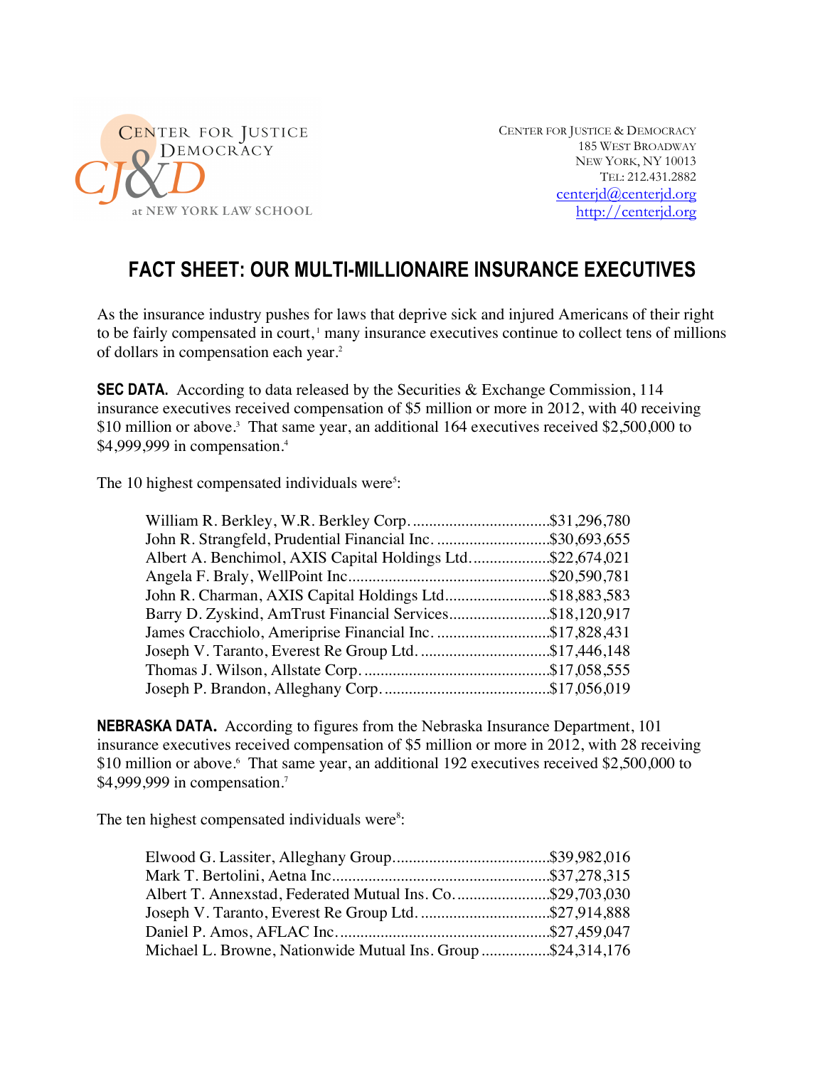CENTER FOR JUSTICE & DEMOCRACY
at NEW YORK LAW SCHOOL

CENTER FOR JUSTICE & DEMOCRACY
185 WEST BROADWAY
NEW YORK, NY 10013
TEL: 212.431.2882
centerjd@centerjd.org
http://centerjd.org

# FACT SHEET: OUR MULTI-MILLIONAIRE INSURANCE EXECUTIVES

As the insurance industry pushes for laws that deprive sick and injured Americans of their right to be fairly compensated in court,[1] many insurance executives continue to collect tens of millions of dollars in compensation each year.[2]

**SEC DATA.** According to data released by the Securities & Exchange Commission, 114 insurance executives received compensation of $5 million or more in 2012, with 40 receiving $10 million or above.[3] That same year, an additional 164 executives received $2,500,000 to $4,999,999 in compensation.[4]

The 10 highest compensated individuals were[5]:

| | |
|---|---|
| William R. Berkley, W.R. Berkley Corp. | $31,296,780 |
| John R. Strangfeld, Prudential Financial Inc. | $30,693,655 |
| Albert A. Benchimol, AXIS Capital Holdings Ltd. | $22,674,021 |
| Angela F. Braly, WellPoint Inc | $20,590,781 |
| John R. Charman, AXIS Capital Holdings Ltd | $18,883,583 |
| Barry D. Zyskind, AmTrust Financial Services | $18,120,917 |
| James Cracchiolo, Ameriprise Financial Inc. | $17,828,431 |
| Joseph V. Taranto, Everest Re Group Ltd. | $17,446,148 |
| Thomas J. Wilson, Allstate Corp. | $17,058,555 |
| Joseph P. Brandon, Alleghany Corp. | $17,056,019 |

**NEBRASKA DATA.** According to figures from the Nebraska Insurance Department, 101 insurance executives received compensation of $5 million or more in 2012, with 28 receiving $10 million or above.[6] That same year, an additional 192 executives received $2,500,000 to $4,999,999 in compensation.[7]

The ten highest compensated individuals were[8]:

| | |
|---|---|
| Elwood G. Lassiter, Alleghany Group | $39,982,016 |
| Mark T. Bertolini, Aetna Inc | $37,278,315 |
| Albert T. Annexstad, Federated Mutual Ins. Co. | $29,703,030 |
| Joseph V. Taranto, Everest Re Group Ltd. | $27,914,888 |
| Daniel P. Amos, AFLAC Inc. | $27,459,047 |
| Michael L. Browne, Nationwide Mutual Ins. Group | $24,314,176 |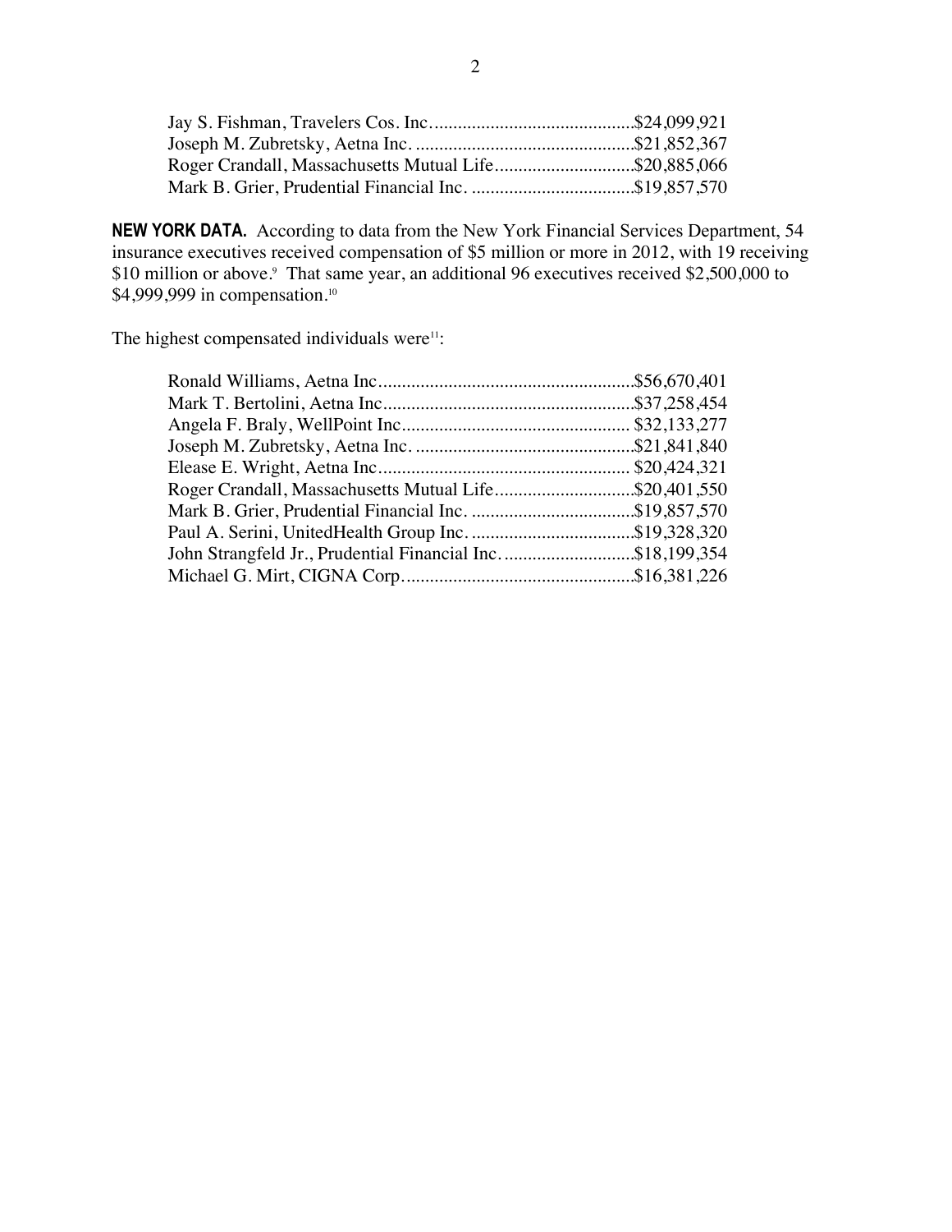Jay S. Fishman, Travelers Cos. Inc............................................$24,099,921
Joseph M. Zubretsky, Aetna Inc. ..............................................$21,852,367
Roger Crandall, Massachusetts Mutual Life..............................$20,885,066
Mark B. Grier, Prudential Financial Inc. ...................................$19,857,570

**NEW YORK DATA.** According to data from the New York Financial Services Department, 54 insurance executives received compensation of $5 million or more in 2012, with 19 receiving $10 million or above.[9] That same year, an additional 96 executives received $2,500,000 to $4,999,999 in compensation.[10]

The highest compensated individuals were[11]:

Ronald Williams, Aetna Inc.......................................................$56,670,401
Mark T. Bertolini, Aetna Inc......................................................$37,258,454
Angela F. Braly, WellPoint Inc................................................. $32,133,277
Joseph M. Zubretsky, Aetna Inc. ...............................................$21,841,840
Elease E. Wright, Aetna Inc...................................................... $20,424,321
Roger Crandall, Massachusetts Mutual Life..............................$20,401,550
Mark B. Grier, Prudential Financial Inc. ...................................$19,857,570
Paul A. Serini, UnitedHealth Group Inc. ...................................$19,328,320
John Strangfeld Jr., Prudential Financial Inc. ............................$18,199,354
Michael G. Mirt, CIGNA Corp.................................................$16,381,226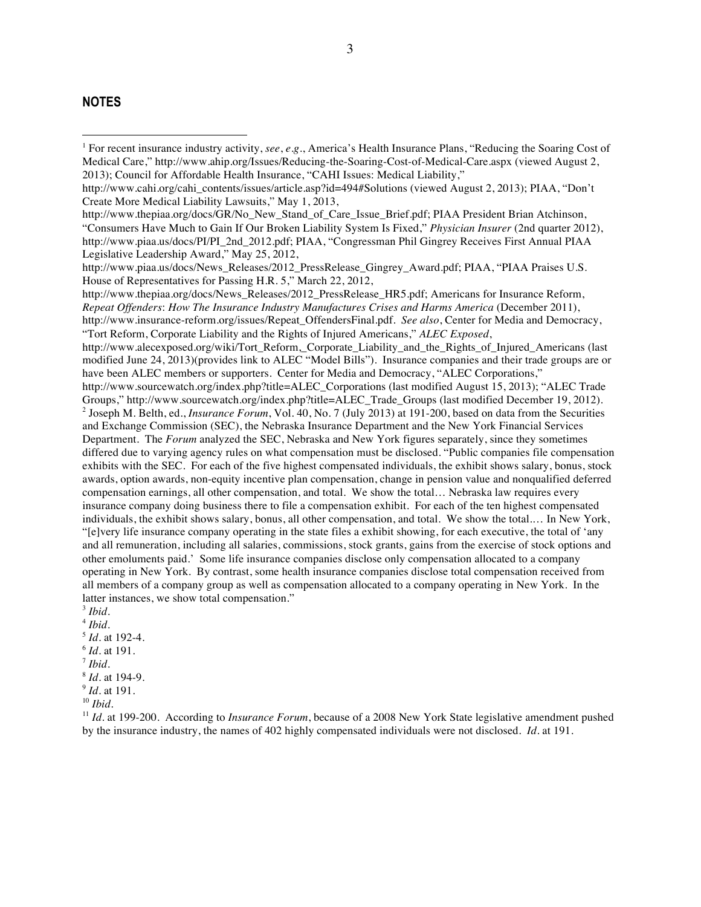## NOTES

[1] For recent insurance industry activity, *see*, *e.g*., America's Health Insurance Plans, "Reducing the Soaring Cost of Medical Care," http://www.ahip.org/Issues/Reducing-the-Soaring-Cost-of-Medical-Care.aspx (viewed August 2, 2013); Council for Affordable Health Insurance, "CAHI Issues: Medical Liability," http://www.cahi.org/cahi_contents/issues/article.asp?id=494#Solutions (viewed August 2, 2013); PIAA, "Don't Create More Medical Liability Lawsuits," May 1, 2013, http://www.thepiaa.org/docs/GR/No_New_Stand_of_Care_Issue_Brief.pdf; PIAA President Brian Atchinson, "Consumers Have Much to Gain If Our Broken Liability System Is Fixed," *Physician Insurer* (2nd quarter 2012), http://www.piaa.us/docs/PI/PI_2nd_2012.pdf; PIAA, "Congressman Phil Gingrey Receives First Annual PIAA Legislative Leadership Award," May 25, 2012, http://www.piaa.us/docs/News_Releases/2012_PressRelease_Gingrey_Award.pdf; PIAA, "PIAA Praises U.S. House of Representatives for Passing H.R. 5," March 22, 2012, http://www.thepiaa.org/docs/News_Releases/2012_PressRelease_HR5.pdf; Americans for Insurance Reform, *Repeat Offenders*: *How The Insurance Industry Manufactures Crises and Harms America* (December 2011), http://www.insurance-reform.org/issues/Repeat_OffendersFinal.pdf. *See also*, Center for Media and Democracy, "Tort Reform, Corporate Liability and the Rights of Injured Americans," *ALEC Exposed*, http://www.alecexposed.org/wiki/Tort_Reform,_Corporate_Liability_and_the_Rights_of_Injured_Americans (last modified June 24, 2013)(provides link to ALEC "Model Bills"). Insurance companies and their trade groups are or have been ALEC members or supporters. Center for Media and Democracy, "ALEC Corporations," http://www.sourcewatch.org/index.php?title=ALEC_Corporations (last modified August 15, 2013); "ALEC Trade Groups," http://www.sourcewatch.org/index.php?title=ALEC_Trade_Groups (last modified December 19, 2012).

[2] Joseph M. Belth, ed., *Insurance Forum*, Vol. 40, No. 7 (July 2013) at 191-200, based on data from the Securities and Exchange Commission (SEC), the Nebraska Insurance Department and the New York Financial Services Department. The *Forum* analyzed the SEC, Nebraska and New York figures separately, since they sometimes differed due to varying agency rules on what compensation must be disclosed. "Public companies file compensation exhibits with the SEC. For each of the five highest compensated individuals, the exhibit shows salary, bonus, stock awards, option awards, non-equity incentive plan compensation, change in pension value and nonqualified deferred compensation earnings, all other compensation, and total. We show the total… Nebraska law requires every insurance company doing business there to file a compensation exhibit. For each of the ten highest compensated individuals, the exhibit shows salary, bonus, all other compensation, and total. We show the total.… In New York, "[e]very life insurance company operating in the state files a exhibit showing, for each executive, the total of 'any and all remuneration, including all salaries, commissions, stock grants, gains from the exercise of stock options and other emoluments paid.' Some life insurance companies disclose only compensation allocated to a company operating in New York. By contrast, some health insurance companies disclose total compensation received from all members of a company group as well as compensation allocated to a company operating in New York. In the latter instances, we show total compensation."

[3] *Ibid*.

[4] *Ibid*.

[5] *Id*. at 192-4.

[6] *Id*. at 191.

[7] *Ibid*.

[8] *Id*. at 194-9.

[9] *Id*. at 191.

[10] *Ibid*.

[11] *Id*. at 199-200. According to *Insurance Forum*, because of a 2008 New York State legislative amendment pushed by the insurance industry, the names of 402 highly compensated individuals were not disclosed. *Id*. at 191.